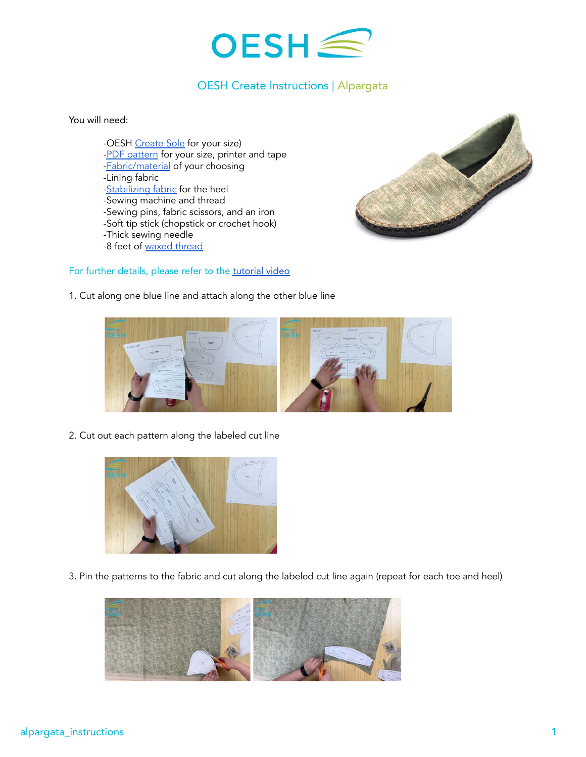# OESH

## OESH Create Instructions | Alpargata

You will need:

- -OESH Create Sole for your size)
- -PDF pattern for your size, printer and tape
- -Fabric/material of your choosing
- -Lining fabric
- -Stabilizing fabric for the heel
- -Sewing machine and thread
- -Sewing pins, fabric scissors, and an iron
- -Soft tip stick (chopstick or crochet hook)
- -Thick sewing needle
- -8 feet of waxed thread

For further details, please refer to the tutorial video

1. Cut along one blue line and attach along the other blue line

2. Cut out each pattern along the labeled cut line

3. Pin the patterns to the fabric and cut along the labeled cut line again (repeat for each toe and heel)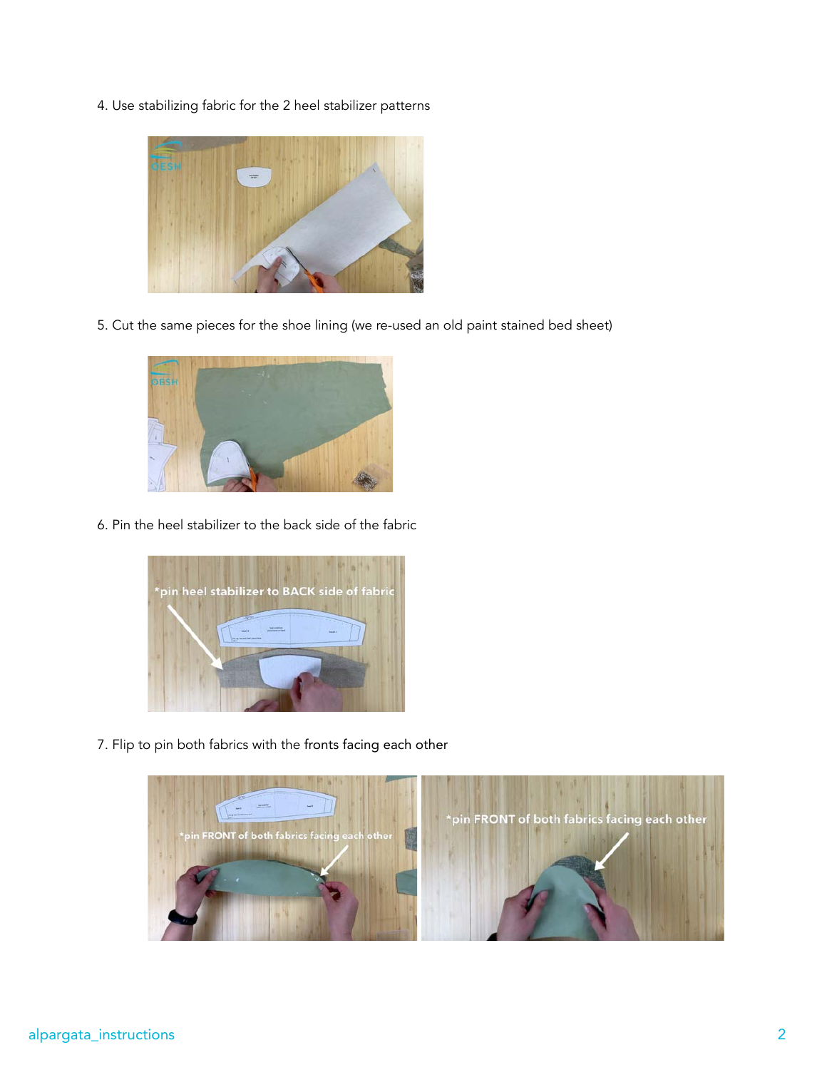4. Use stabilizing fabric for the 2 heel stabilizer patterns

5. Cut the same pieces for the shoe lining (we re-used an old paint stained bed sheet)

6. Pin the heel stabilizer to the back side of the fabric

7. Flip to pin both fabrics with the fronts facing each other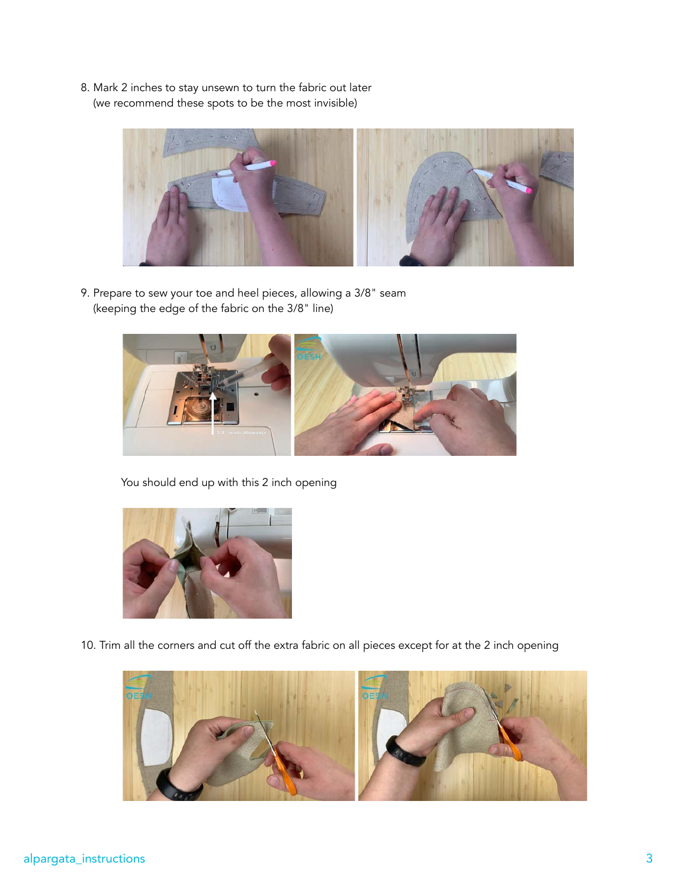8. Mark 2 inches to stay unsewn to turn the fabric out later
   (we recommend these spots to be the most invisible)

9. Prepare to sew your toe and heel pieces, allowing a 3/8" seam
   (keeping the edge of the fabric on the 3/8" line)

   You should end up with this 2 inch opening

10. Trim all the corners and cut off the extra fabric on all pieces except for at the 2 inch opening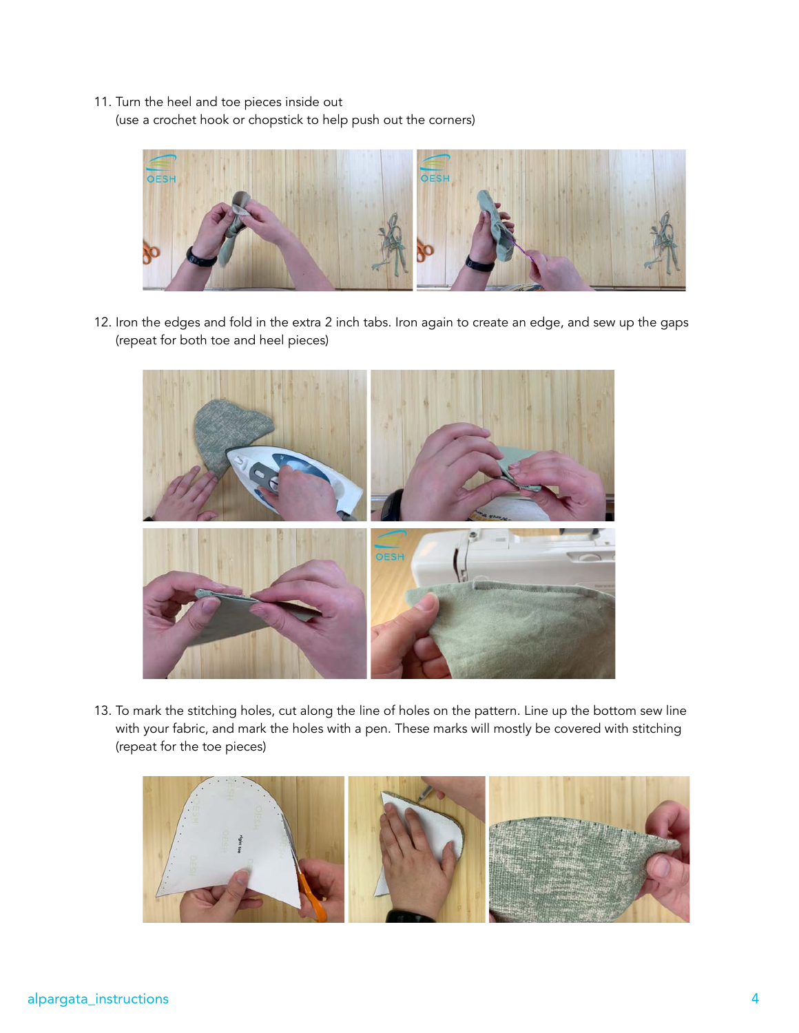11. Turn the heel and toe pieces inside out
    (use a crochet hook or chopstick to help push out the corners)

12. Iron the edges and fold in the extra 2 inch tabs. Iron again to create an edge, and sew up the gaps
    (repeat for both toe and heel pieces)

13. To mark the stitching holes, cut along the line of holes on the pattern. Line up the bottom sew line with your fabric, and mark the holes with a pen. These marks will mostly be covered with stitching
    (repeat for the toe pieces)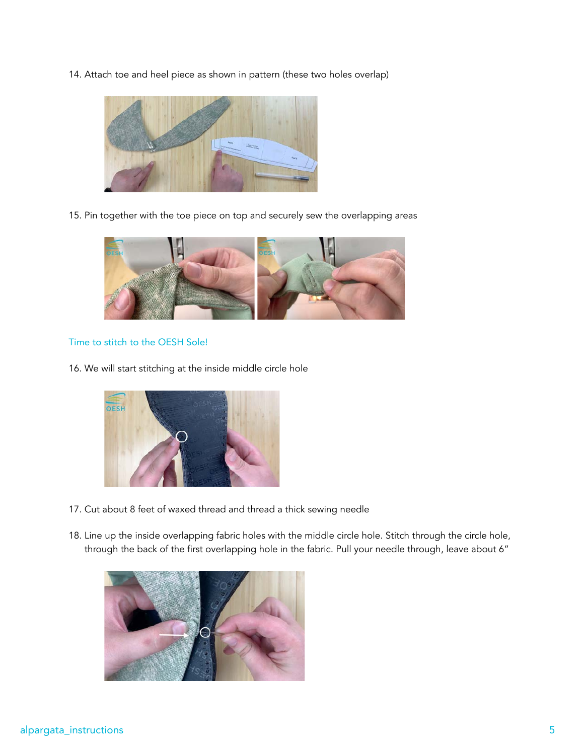14. Attach toe and heel piece as shown in pattern (these two holes overlap)

15. Pin together with the toe piece on top and securely sew the overlapping areas

Time to stitch to the OESH Sole!

16. We will start stitching at the inside middle circle hole

17. Cut about 8 feet of waxed thread and thread a thick sewing needle

18. Line up the inside overlapping fabric holes with the middle circle hole. Stitch through the circle hole, through the back of the first overlapping hole in the fabric. Pull your needle through, leave about 6”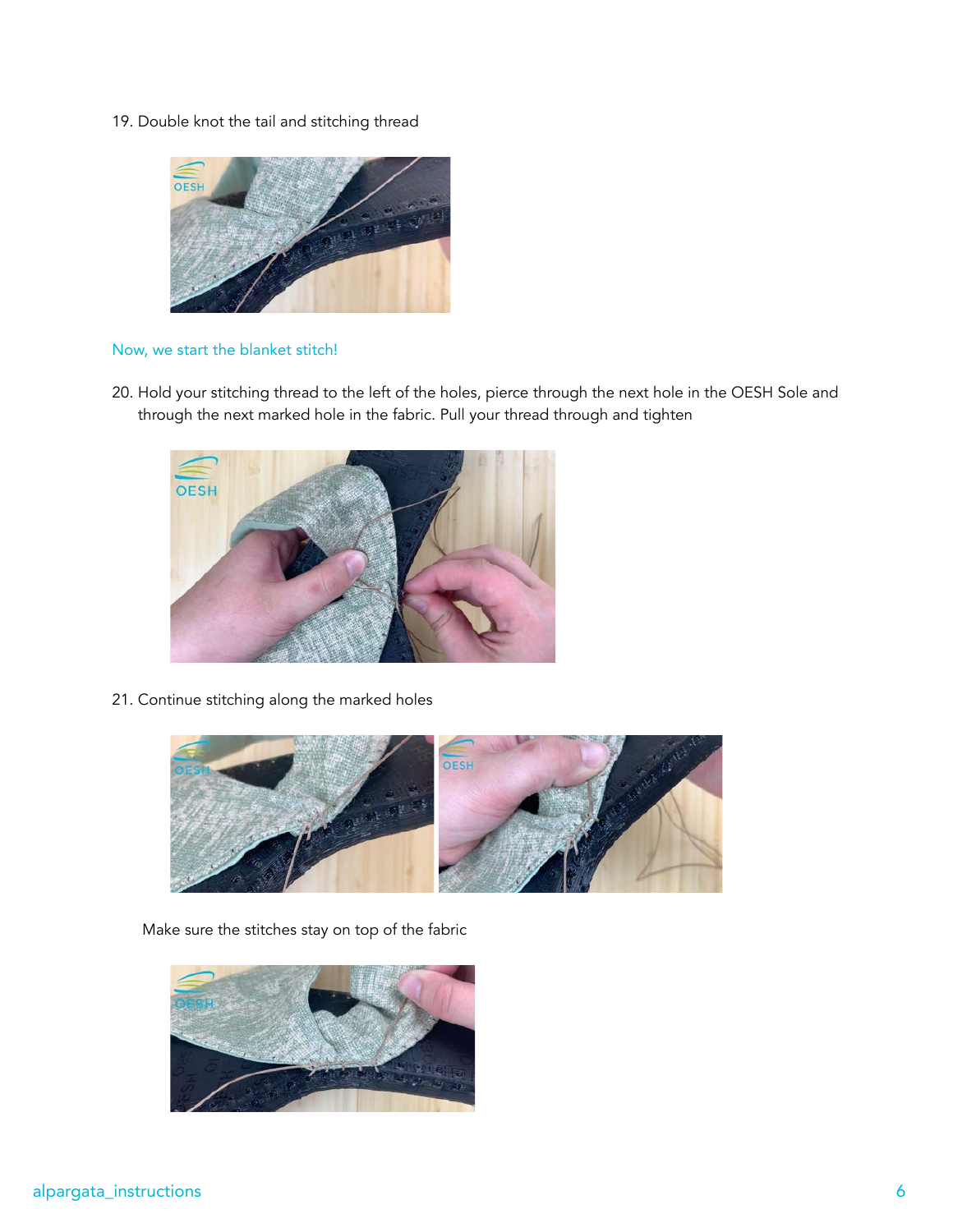19. Double knot the tail and stitching thread

Now, we start the blanket stitch!

20. Hold your stitching thread to the left of the holes, pierce through the next hole in the OESH Sole and through the next marked hole in the fabric. Pull your thread through and tighten

21. Continue stitching along the marked holes

   Make sure the stitches stay on top of the fabric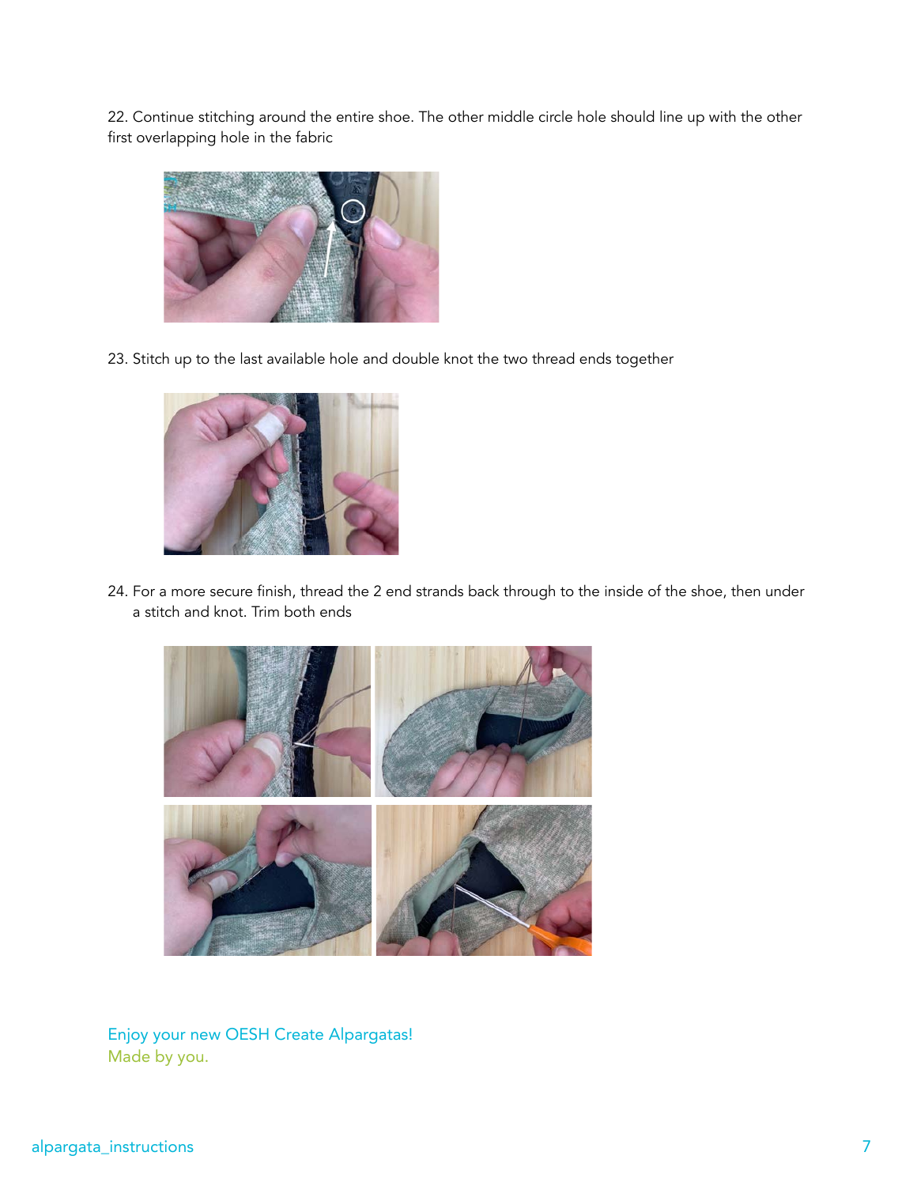22. Continue stitching around the entire shoe. The other middle circle hole should line up with the other first overlapping hole in the fabric

23. Stitch up to the last available hole and double knot the two thread ends together

24. For a more secure finish, thread the 2 end strands back through to the inside of the shoe, then under a stitch and knot. Trim both ends

Enjoy your new OESH Create Alpargatas!
Made by you.